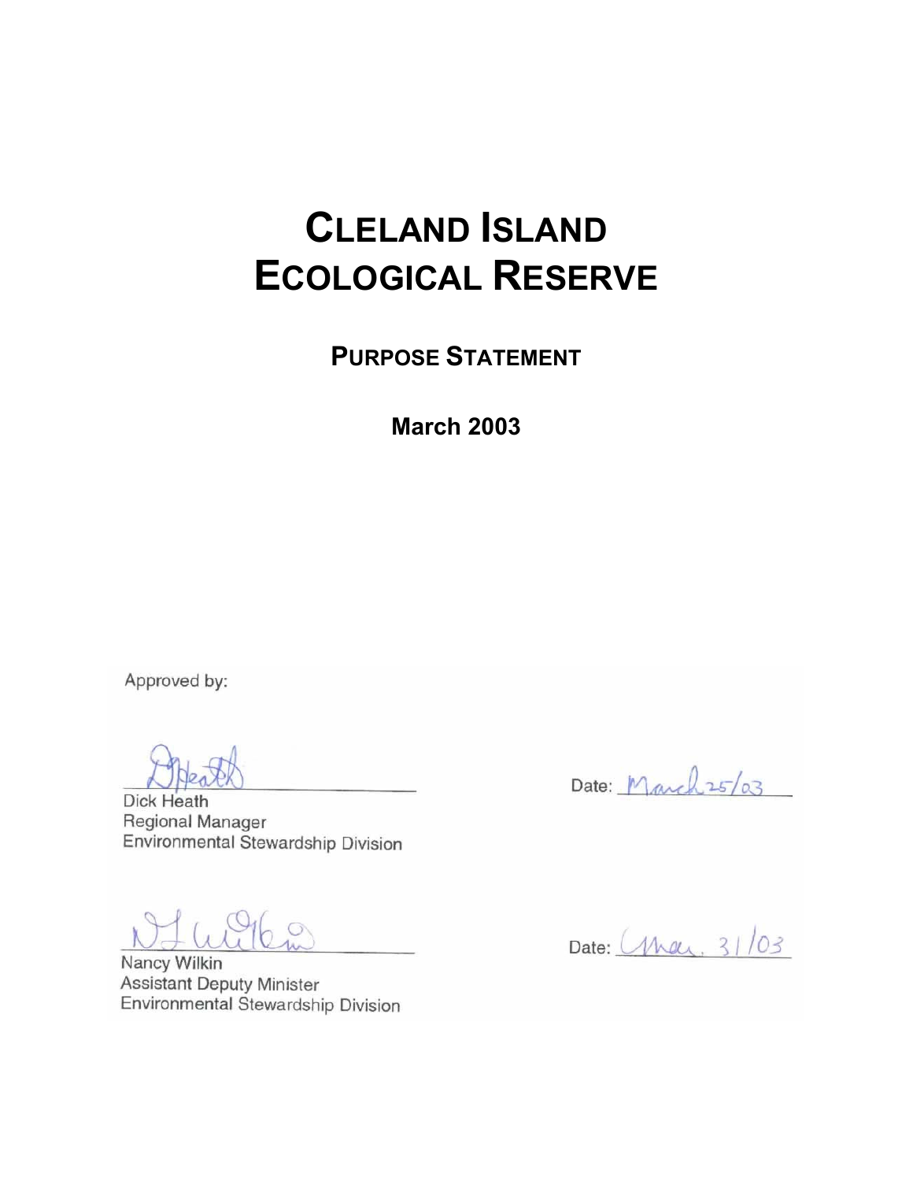# Cleland Island Ecological Reserve

## Purpose Statement

**March 2003**

Approved by:

Dick Heath
Regional Manager
Environmental Stewardship Division

Date: March 25/03

Nancy Wilkin
Assistant Deputy Minister
Environmental Stewardship Division

Date: Mar. 31/03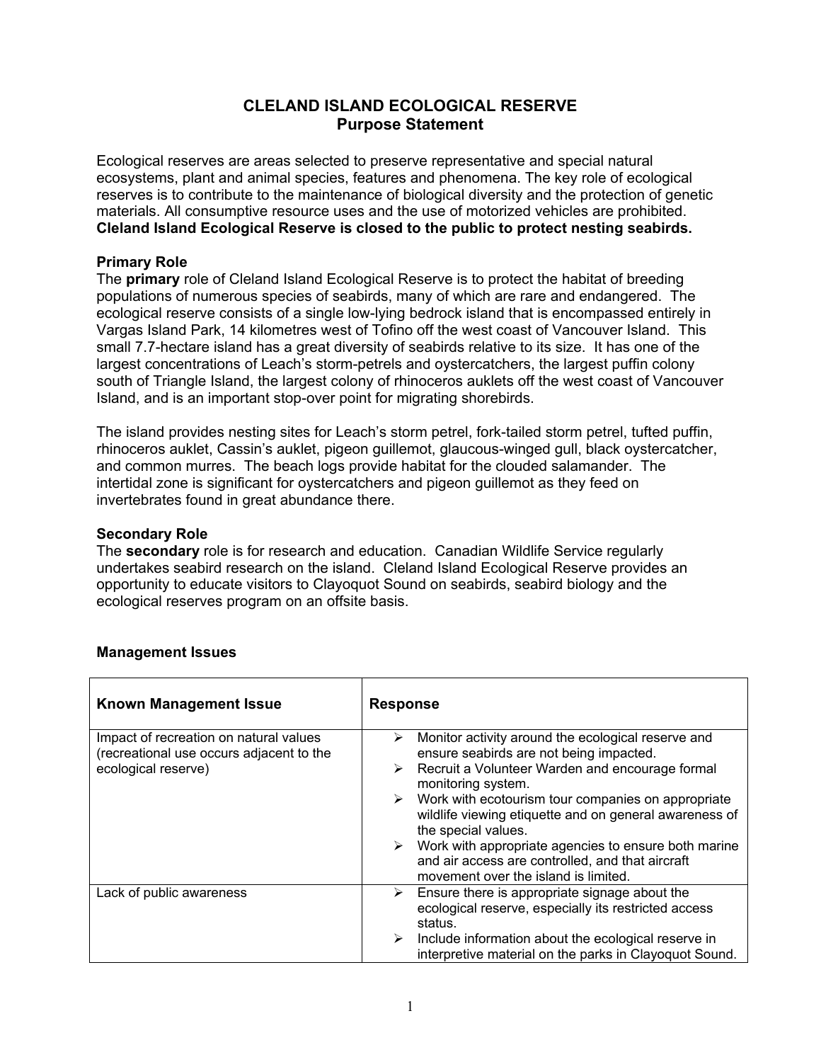# CLELAND ISLAND ECOLOGICAL RESERVE
## Purpose Statement

Ecological reserves are areas selected to preserve representative and special natural ecosystems, plant and animal species, features and phenomena. The key role of ecological reserves is to contribute to the maintenance of biological diversity and the protection of genetic materials. All consumptive resource uses and the use of motorized vehicles are prohibited. **Cleland Island Ecological Reserve is closed to the public to protect nesting seabirds.**

### Primary Role

The **primary** role of Cleland Island Ecological Reserve is to protect the habitat of breeding populations of numerous species of seabirds, many of which are rare and endangered. The ecological reserve consists of a single low-lying bedrock island that is encompassed entirely in Vargas Island Park, 14 kilometres west of Tofino off the west coast of Vancouver Island. This small 7.7-hectare island has a great diversity of seabirds relative to its size. It has one of the largest concentrations of Leach's storm-petrels and oystercatchers, the largest puffin colony south of Triangle Island, the largest colony of rhinoceros auklets off the west coast of Vancouver Island, and is an important stop-over point for migrating shorebirds.

The island provides nesting sites for Leach's storm petrel, fork-tailed storm petrel, tufted puffin, rhinoceros auklet, Cassin's auklet, pigeon guillemot, glaucous-winged gull, black oystercatcher, and common murres. The beach logs provide habitat for the clouded salamander. The intertidal zone is significant for oystercatchers and pigeon guillemot as they feed on invertebrates found in great abundance there.

### Secondary Role

The **secondary** role is for research and education. Canadian Wildlife Service regularly undertakes seabird research on the island. Cleland Island Ecological Reserve provides an opportunity to educate visitors to Clayoquot Sound on seabirds, seabird biology and the ecological reserves program on an offsite basis.

### Management Issues

| Known Management Issue | Response |
| --- | --- |
| Impact of recreation on natural values (recreational use occurs adjacent to the ecological reserve) | ➢ Monitor activity around the ecological reserve and ensure seabirds are not being impacted.<br>➢ Recruit a Volunteer Warden and encourage formal monitoring system.<br>➢ Work with ecotourism tour companies on appropriate wildlife viewing etiquette and on general awareness of the special values.<br>➢ Work with appropriate agencies to ensure both marine and air access are controlled, and that aircraft movement over the island is limited. |
| Lack of public awareness | ➢ Ensure there is appropriate signage about the ecological reserve, especially its restricted access status.<br>➢ Include information about the ecological reserve in interpretive material on the parks in Clayoquot Sound. |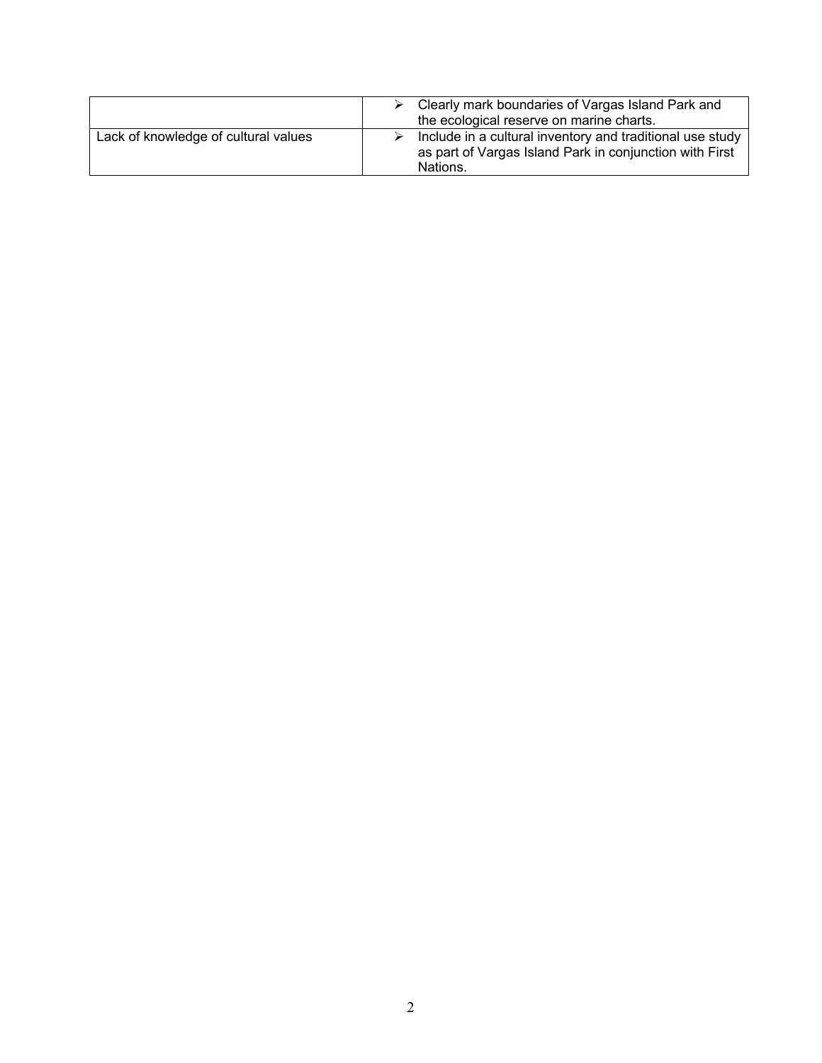| | |
|---|---|
| | ➢ Clearly mark boundaries of Vargas Island Park and the ecological reserve on marine charts. |
| Lack of knowledge of cultural values | ➢ Include in a cultural inventory and traditional use study as part of Vargas Island Park in conjunction with First Nations. |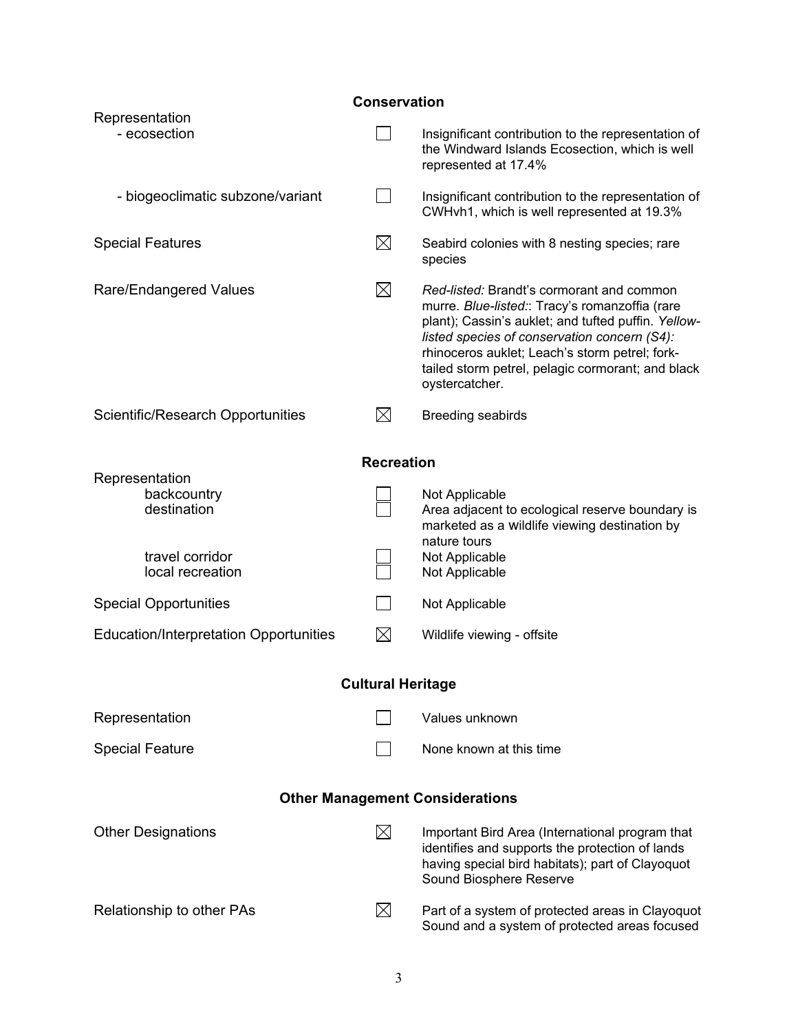## Conservation

| | | |
|---|---|---|
| Representation<br>- ecosection | ☐ | Insignificant contribution to the representation of the Windward Islands Ecosection, which is well represented at 17.4% |
| - biogeoclimatic subzone/variant | ☐ | Insignificant contribution to the representation of CWHvh1, which is well represented at 19.3% |
| Special Features | ☒ | Seabird colonies with 8 nesting species; rare species |
| Rare/Endangered Values | ☒ | *Red-listed:* Brandt's cormorant and common murre. *Blue-listed:*: Tracy's romanzoffia (rare plant); Cassin's auklet; and tufted puffin. *Yellow-listed species of conservation concern (S4):* rhinoceros auklet; Leach's storm petrel; fork-tailed storm petrel, pelagic cormorant; and black oystercatcher. |
| Scientific/Research Opportunities | ☒ | Breeding seabirds |

## Recreation

| | | |
|---|---|---|
| Representation<br>backcountry | ☐ | Not Applicable |
| destination | ☐ | Area adjacent to ecological reserve boundary is marketed as a wildlife viewing destination by nature tours |
| travel corridor | ☐ | Not Applicable |
| local recreation | ☐ | Not Applicable |
| Special Opportunities | ☐ | Not Applicable |
| Education/Interpretation Opportunities | ☒ | Wildlife viewing - offsite |

## Cultural Heritage

| | | |
|---|---|---|
| Representation | ☐ | Values unknown |
| Special Feature | ☐ | None known at this time |

## Other Management Considerations

| | | |
|---|---|---|
| Other Designations | ☒ | Important Bird Area (International program that identifies and supports the protection of lands having special bird habitats); part of Clayoquot Sound Biosphere Reserve |
| Relationship to other PAs | ☒ | Part of a system of protected areas in Clayoquot Sound and a system of protected areas focused |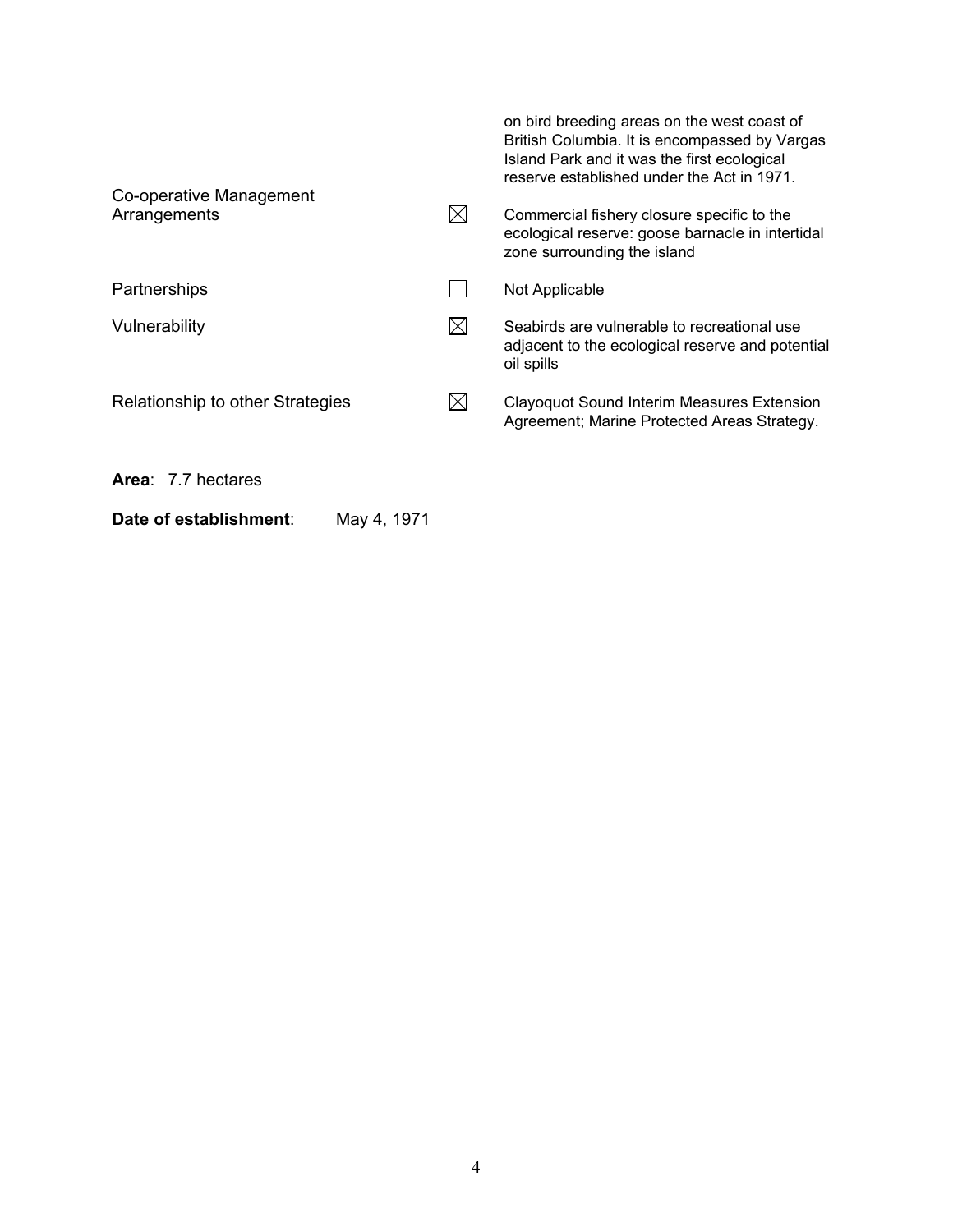| | | |
|---|---|---|
| | | on bird breeding areas on the west coast of British Columbia. It is encompassed by Vargas Island Park and it was the first ecological reserve established under the Act in 1971. |
| Co-operative Management Arrangements | ☒ | Commercial fishery closure specific to the ecological reserve: goose barnacle in intertidal zone surrounding the island |
| Partnerships | ☐ | Not Applicable |
| Vulnerability | ☒ | Seabirds are vulnerable to recreational use adjacent to the ecological reserve and potential oil spills |
| Relationship to other Strategies | ☒ | Clayoquot Sound Interim Measures Extension Agreement; Marine Protected Areas Strategy. |

**Area**: 7.7 hectares

**Date of establishment**: May 4, 1971